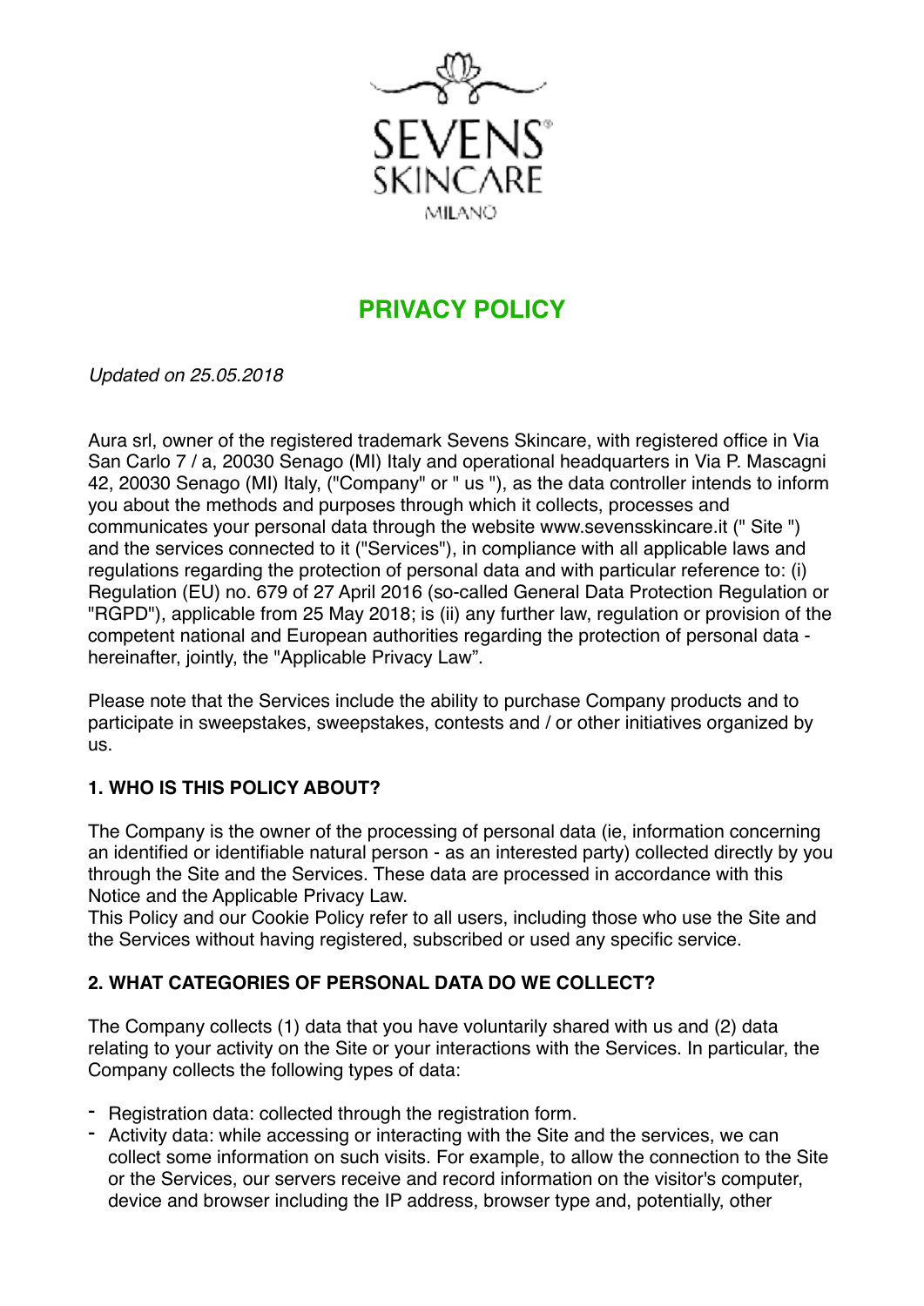SEVENS SKINCARE MILANO

# PRIVACY POLICY

*Updated on 25.05.2018*

Aura srl, owner of the registered trademark Sevens Skincare, with registered office in Via San Carlo 7 / a, 20030 Senago (MI) Italy and operational headquarters in Via P. Mascagni 42, 20030 Senago (MI) Italy, ("Company" or " us "), as the data controller intends to inform you about the methods and purposes through which it collects, processes and communicates your personal data through the website www.sevensskincare.it (" Site ") and the services connected to it ("Services"), in compliance with all applicable laws and regulations regarding the protection of personal data and with particular reference to: (i) Regulation (EU) no. 679 of 27 April 2016 (so-called General Data Protection Regulation or "RGPD"), applicable from 25 May 2018; is (ii) any further law, regulation or provision of the competent national and European authorities regarding the protection of personal data - hereinafter, jointly, the "Applicable Privacy Law".

Please note that the Services include the ability to purchase Company products and to participate in sweepstakes, sweepstakes, contests and / or other initiatives organized by us.

**1. WHO IS THIS POLICY ABOUT?**

The Company is the owner of the processing of personal data (ie, information concerning an identified or identifiable natural person - as an interested party) collected directly by you through the Site and the Services. These data are processed in accordance with this Notice and the Applicable Privacy Law.
This Policy and our Cookie Policy refer to all users, including those who use the Site and the Services without having registered, subscribed or used any specific service.

**2. WHAT CATEGORIES OF PERSONAL DATA DO WE COLLECT?**

The Company collects (1) data that you have voluntarily shared with us and (2) data relating to your activity on the Site or your interactions with the Services. In particular, the Company collects the following types of data:

- Registration data: collected through the registration form.
- Activity data: while accessing or interacting with the Site and the services, we can collect some information on such visits. For example, to allow the connection to the Site or the Services, our servers receive and record information on the visitor's computer, device and browser including the IP address, browser type and, potentially, other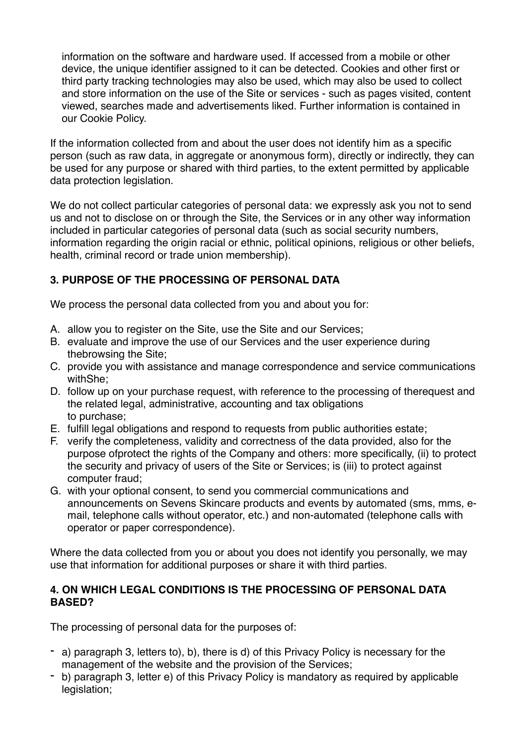information on the software and hardware used. If accessed from a mobile or other device, the unique identifier assigned to it can be detected. Cookies and other first or third party tracking technologies may also be used, which may also be used to collect and store information on the use of the Site or services - such as pages visited, content viewed, searches made and advertisements liked. Further information is contained in our Cookie Policy.

If the information collected from and about the user does not identify him as a specific person (such as raw data, in aggregate or anonymous form), directly or indirectly, they can be used for any purpose or shared with third parties, to the extent permitted by applicable data protection legislation.

We do not collect particular categories of personal data: we expressly ask you not to send us and not to disclose on or through the Site, the Services or in any other way information included in particular categories of personal data (such as social security numbers, information regarding the origin racial or ethnic, political opinions, religious or other beliefs, health, criminal record or trade union membership).

### 3. PURPOSE OF THE PROCESSING OF PERSONAL DATA

We process the personal data collected from you and about you for:

A. allow you to register on the Site, use the Site and our Services;
B. evaluate and improve the use of our Services and the user experience during thebrowsing the Site;
C. provide you with assistance and manage correspondence and service communications withShe;
D. follow up on your purchase request, with reference to the processing of therequest and the related legal, administrative, accounting and tax obligations to purchase;
E. fulfill legal obligations and respond to requests from public authorities estate;
F. verify the completeness, validity and correctness of the data provided, also for the purpose ofprotect the rights of the Company and others: more specifically, (ii) to protect the security and privacy of users of the Site or Services; is (iii) to protect against computer fraud;
G. with your optional consent, to send you commercial communications and announcements on Sevens Skincare products and events by automated (sms, mms, e-mail, telephone calls without operator, etc.) and non-automated (telephone calls with operator or paper correspondence).

Where the data collected from you or about you does not identify you personally, we may use that information for additional purposes or share it with third parties.

### 4. ON WHICH LEGAL CONDITIONS IS THE PROCESSING OF PERSONAL DATA BASED?

The processing of personal data for the purposes of:

- a) paragraph 3, letters to), b), there is d) of this Privacy Policy is necessary for the management of the website and the provision of the Services;
- b) paragraph 3, letter e) of this Privacy Policy is mandatory as required by applicable legislation;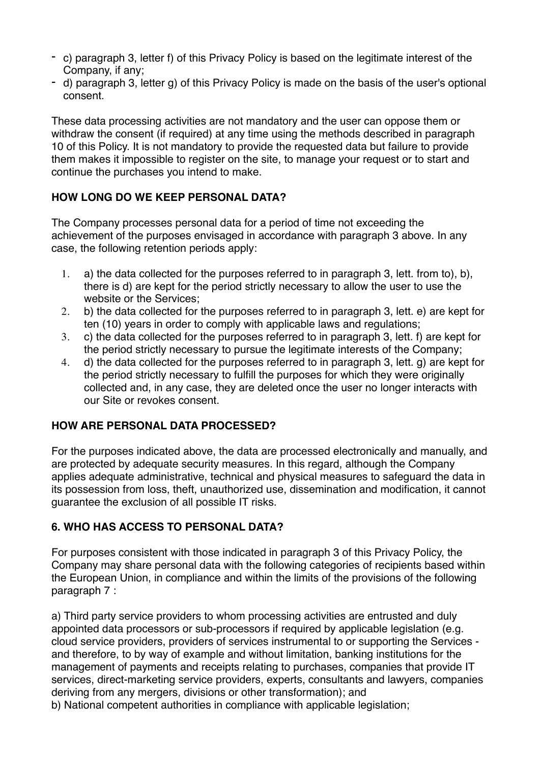- c) paragraph 3, letter f) of this Privacy Policy is based on the legitimate interest of the Company, if any;
- d) paragraph 3, letter g) of this Privacy Policy is made on the basis of the user's optional consent.

These data processing activities are not mandatory and the user can oppose them or withdraw the consent (if required) at any time using the methods described in paragraph 10 of this Policy. It is not mandatory to provide the requested data but failure to provide them makes it impossible to register on the site, to manage your request or to start and continue the purchases you intend to make.

**HOW LONG DO WE KEEP PERSONAL DATA?**

The Company processes personal data for a period of time not exceeding the achievement of the purposes envisaged in accordance with paragraph 3 above. In any case, the following retention periods apply:

1. a) the data collected for the purposes referred to in paragraph 3, lett. from to), b), there is d) are kept for the period strictly necessary to allow the user to use the website or the Services;
2. b) the data collected for the purposes referred to in paragraph 3, lett. e) are kept for ten (10) years in order to comply with applicable laws and regulations;
3. c) the data collected for the purposes referred to in paragraph 3, lett. f) are kept for the period strictly necessary to pursue the legitimate interests of the Company;
4. d) the data collected for the purposes referred to in paragraph 3, lett. g) are kept for the period strictly necessary to fulfill the purposes for which they were originally collected and, in any case, they are deleted once the user no longer interacts with our Site or revokes consent.

**HOW ARE PERSONAL DATA PROCESSED?**

For the purposes indicated above, the data are processed electronically and manually, and are protected by adequate security measures. In this regard, although the Company applies adequate administrative, technical and physical measures to safeguard the data in its possession from loss, theft, unauthorized use, dissemination and modification, it cannot guarantee the exclusion of all possible IT risks.

**6. WHO HAS ACCESS TO PERSONAL DATA?**

For purposes consistent with those indicated in paragraph 3 of this Privacy Policy, the Company may share personal data with the following categories of recipients based within the European Union, in compliance and within the limits of the provisions of the following paragraph 7 :

a) Third party service providers to whom processing activities are entrusted and duly appointed data processors or sub-processors if required by applicable legislation (e.g. cloud service providers, providers of services instrumental to or supporting the Services - and therefore, to by way of example and without limitation, banking institutions for the management of payments and receipts relating to purchases, companies that provide IT services, direct-marketing service providers, experts, consultants and lawyers, companies deriving from any mergers, divisions or other transformation); and
b) National competent authorities in compliance with applicable legislation;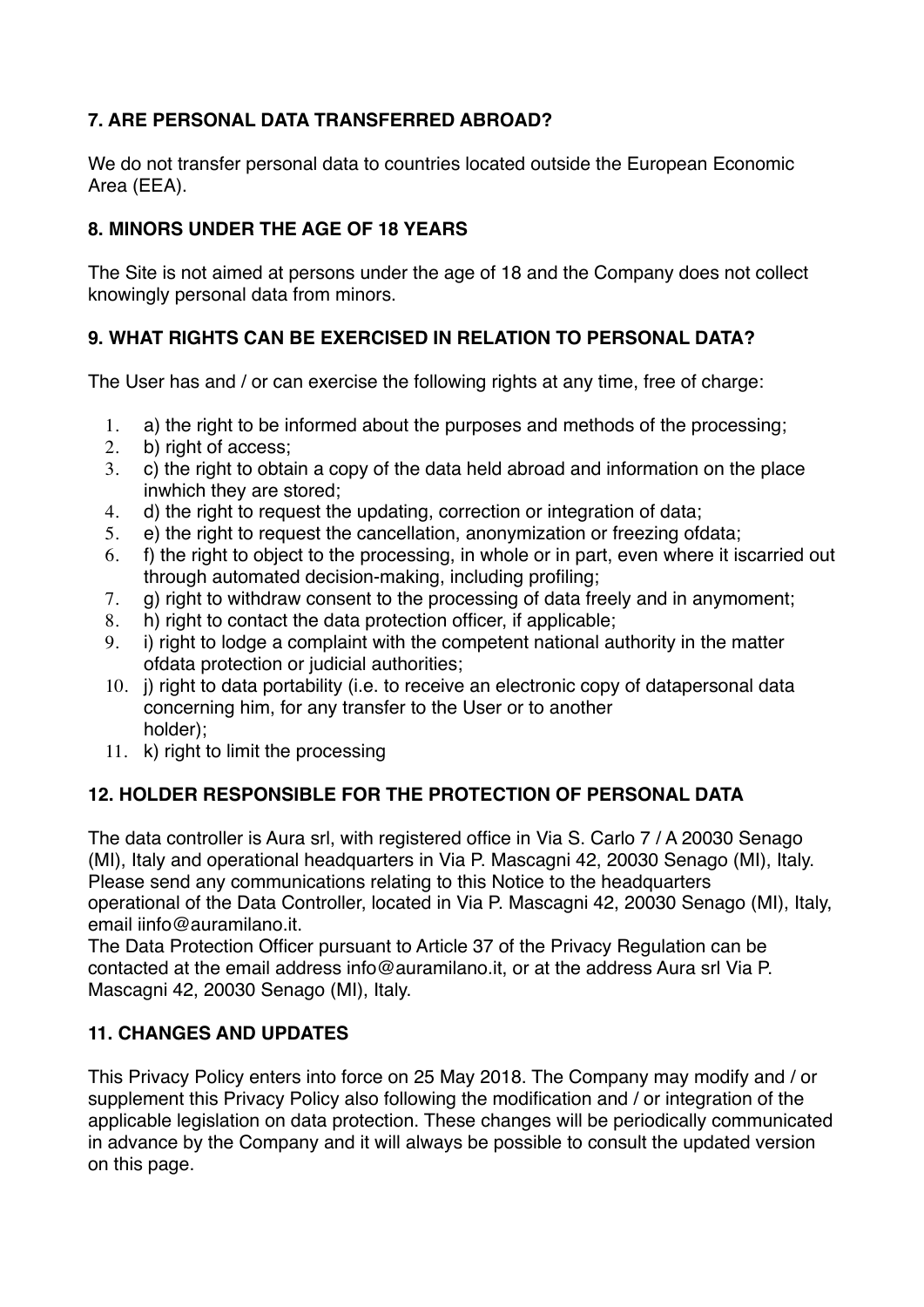## 7. ARE PERSONAL DATA TRANSFERRED ABROAD?

We do not transfer personal data to countries located outside the European Economic Area (EEA).

## 8. MINORS UNDER THE AGE OF 18 YEARS

The Site is not aimed at persons under the age of 18 and the Company does not collect knowingly personal data from minors.

## 9. WHAT RIGHTS CAN BE EXERCISED IN RELATION TO PERSONAL DATA?

The User has and / or can exercise the following rights at any time, free of charge:

1. a) the right to be informed about the purposes and methods of the processing;
2. b) right of access;
3. c) the right to obtain a copy of the data held abroad and information on the place inwhich they are stored;
4. d) the right to request the updating, correction or integration of data;
5. e) the right to request the cancellation, anonymization or freezing ofdata;
6. f) the right to object to the processing, in whole or in part, even where it iscarried out through automated decision-making, including profiling;
7. g) right to withdraw consent to the processing of data freely and in anymoment;
8. h) right to contact the data protection officer, if applicable;
9. i) right to lodge a complaint with the competent national authority in the matter ofdata protection or judicial authorities;
10. j) right to data portability (i.e. to receive an electronic copy of datapersonal data concerning him, for any transfer to the User or to another holder);
11. k) right to limit the processing

## 12. HOLDER RESPONSIBLE FOR THE PROTECTION OF PERSONAL DATA

The data controller is Aura srl, with registered office in Via S. Carlo 7 / A 20030 Senago (MI), Italy and operational headquarters in Via P. Mascagni 42, 20030 Senago (MI), Italy. Please send any communications relating to this Notice to the headquarters operational of the Data Controller, located in Via P. Mascagni 42, 20030 Senago (MI), Italy, email iinfo@auramilano.it.
The Data Protection Officer pursuant to Article 37 of the Privacy Regulation can be contacted at the email address info@auramilano.it, or at the address Aura srl Via P. Mascagni 42, 20030 Senago (MI), Italy.

## 11. CHANGES AND UPDATES

This Privacy Policy enters into force on 25 May 2018. The Company may modify and / or supplement this Privacy Policy also following the modification and / or integration of the applicable legislation on data protection. These changes will be periodically communicated in advance by the Company and it will always be possible to consult the updated version on this page.